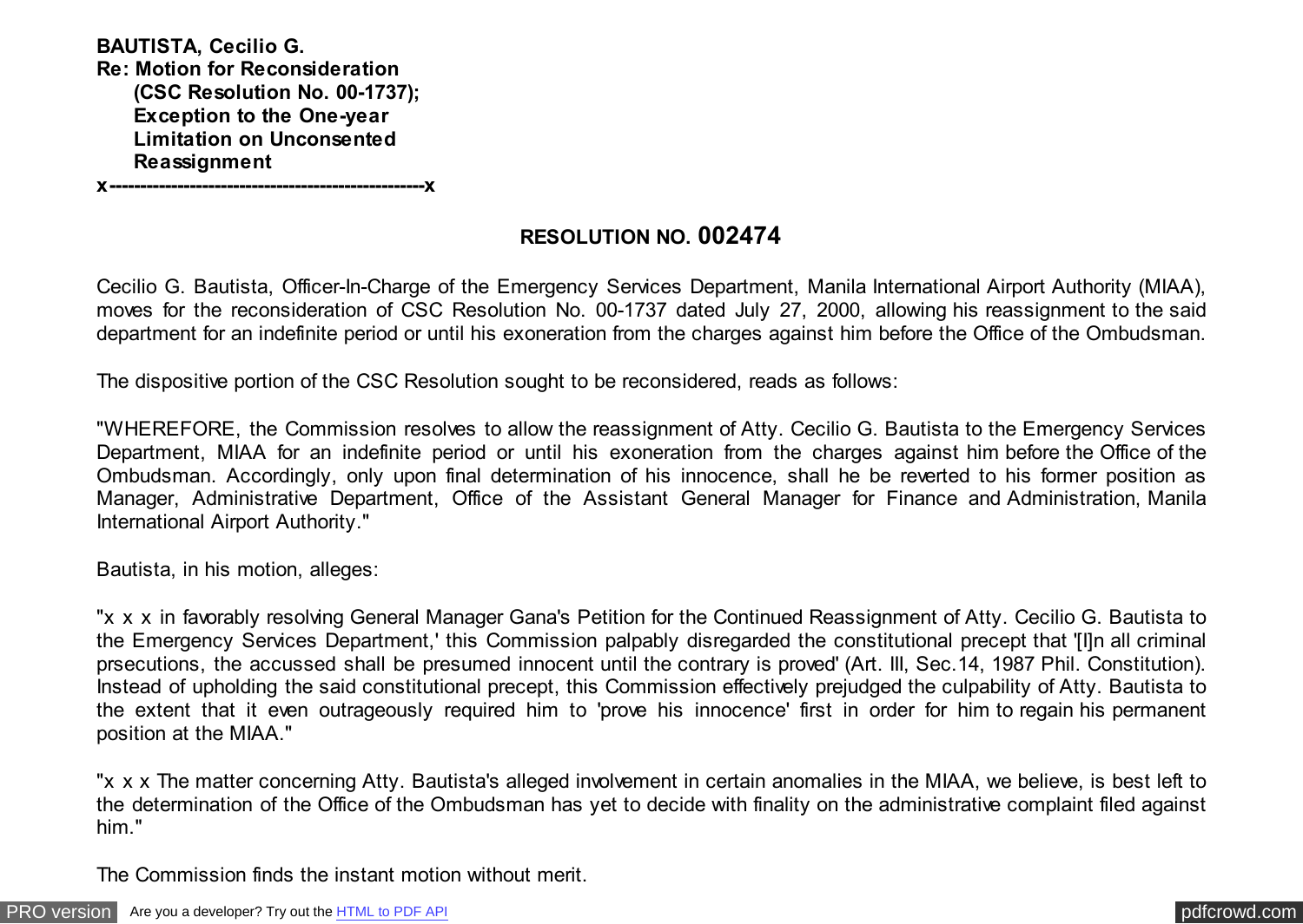**BAUTISTA, Cecilio G.**
**Re: Motion for Reconsideration**
**(CSC Resolution No. 00-1737);**
**Exception to the One-year**
**Limitation on Unconsented**
**Reassignment**
**x---------------------------------------------------x**

## RESOLUTION NO. 002474

Cecilio G. Bautista, Officer-In-Charge of the Emergency Services Department, Manila International Airport Authority (MIAA), moves for the reconsideration of CSC Resolution No. 00-1737 dated July 27, 2000, allowing his reassignment to the said department for an indefinite period or until his exoneration from the charges against him before the Office of the Ombudsman.

The dispositive portion of the CSC Resolution sought to be reconsidered, reads as follows:

"WHEREFORE, the Commission resolves to allow the reassignment of Atty. Cecilio G. Bautista to the Emergency Services Department, MIAA for an indefinite period or until his exoneration from the charges against him before the Office of the Ombudsman. Accordingly, only upon final determination of his innocence, shall he be reverted to his former position as Manager, Administrative Department, Office of the Assistant General Manager for Finance and Administration, Manila International Airport Authority."

Bautista, in his motion, alleges:

"x x x in favorably resolving General Manager Gana's Petition for the Continued Reassignment of Atty. Cecilio G. Bautista to the Emergency Services Department,' this Commission palpably disregarded the constitutional precept that '[I]n all criminal prsecutions, the accused shall be presumed innocent until the contrary is proved' (Art. III, Sec.14, 1987 Phil. Constitution). Instead of upholding the said constitutional precept, this Commission effectively prejudged the culpability of Atty. Bautista to the extent that it even outrageously required him to 'prove his innocence' first in order for him to regain his permanent position at the MIAA."

"x x x The matter concerning Atty. Bautista's alleged involvement in certain anomalies in the MIAA, we believe, is best left to the determination of the Office of the Ombudsman has yet to decide with finality on the administrative complaint filed against him."

The Commission finds the instant motion without merit.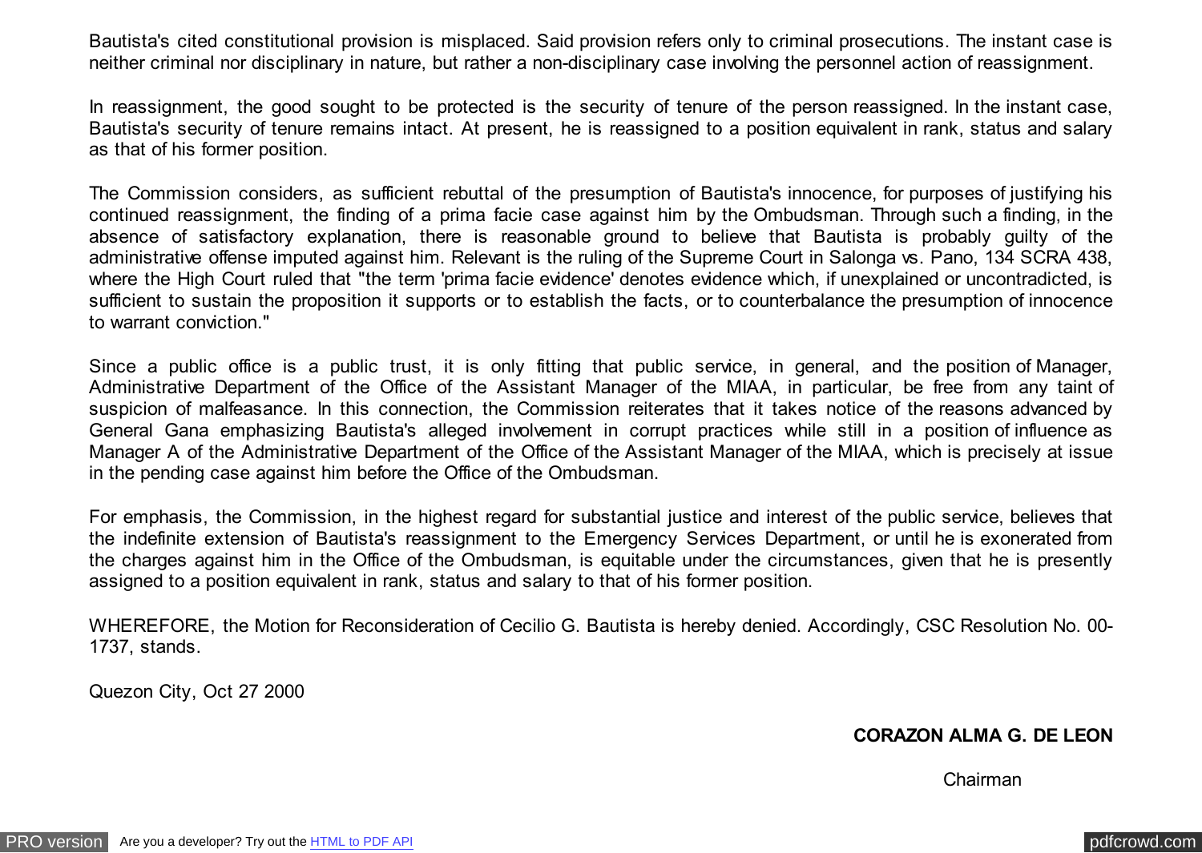Bautista's cited constitutional provision is misplaced. Said provision refers only to criminal prosecutions. The instant case is neither criminal nor disciplinary in nature, but rather a non-disciplinary case involving the personnel action of reassignment.

In reassignment, the good sought to be protected is the security of tenure of the person reassigned. In the instant case, Bautista's security of tenure remains intact. At present, he is reassigned to a position equivalent in rank, status and salary as that of his former position.

The Commission considers, as sufficient rebuttal of the presumption of Bautista's innocence, for purposes of justifying his continued reassignment, the finding of a prima facie case against him by the Ombudsman. Through such a finding, in the absence of satisfactory explanation, there is reasonable ground to believe that Bautista is probably guilty of the administrative offense imputed against him. Relevant is the ruling of the Supreme Court in Salonga vs. Pano, 134 SCRA 438, where the High Court ruled that "the term 'prima facie evidence' denotes evidence which, if unexplained or uncontradicted, is sufficient to sustain the proposition it supports or to establish the facts, or to counterbalance the presumption of innocence to warrant conviction."

Since a public office is a public trust, it is only fitting that public service, in general, and the position of Manager, Administrative Department of the Office of the Assistant Manager of the MIAA, in particular, be free from any taint of suspicion of malfeasance. In this connection, the Commission reiterates that it takes notice of the reasons advanced by General Gana emphasizing Bautista's alleged involvement in corrupt practices while still in a position of influence as Manager A of the Administrative Department of the Office of the Assistant Manager of the MIAA, which is precisely at issue in the pending case against him before the Office of the Ombudsman.

For emphasis, the Commission, in the highest regard for substantial justice and interest of the public service, believes that the indefinite extension of Bautista's reassignment to the Emergency Services Department, or until he is exonerated from the charges against him in the Office of the Ombudsman, is equitable under the circumstances, given that he is presently assigned to a position equivalent in rank, status and salary to that of his former position.

WHEREFORE, the Motion for Reconsideration of Cecilio G. Bautista is hereby denied. Accordingly, CSC Resolution No. 00-1737, stands.

Quezon City, Oct 27 2000

**CORAZON ALMA G. DE LEON**

Chairman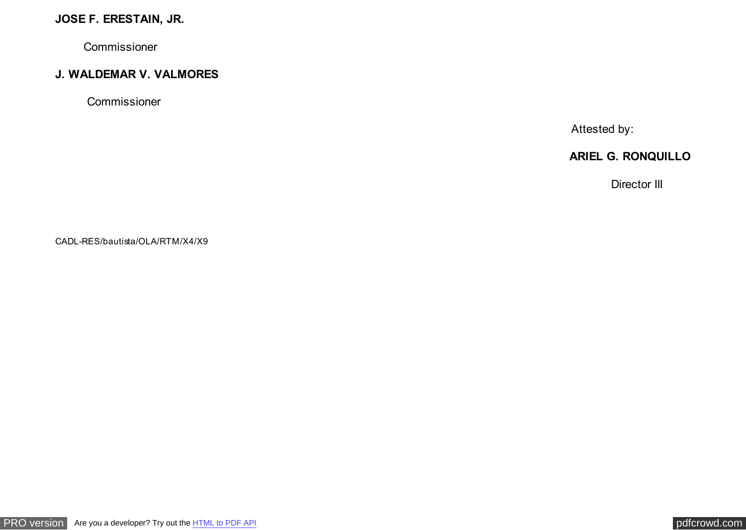**JOSE F. ERESTAIN, JR.**

Commissioner

**J. WALDEMAR V. VALMORES**

Commissioner

Attested by:

**ARIEL G. RONQUILLO**

Director III

CADL-RES/bautista/OLA/RTM/X4/X9